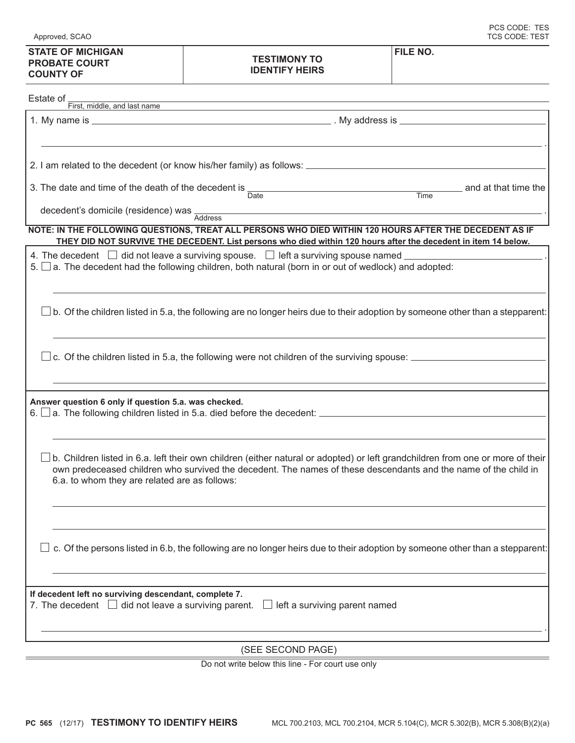Approved, SCAO

PCS CODE: TES
TCS CODE: TEST

| STATE OF MICHIGAN PROBATE COURT COUNTY OF | TESTIMONY TO IDENTIFY HEIRS | FILE NO. |
|---|---|---|

Estate of ______________________________
First, middle, and last name

1. My name is ______________________________ . My address is ______________________________ .

2. I am related to the decedent (or know his/her family) as follows: ______________________________

3. The date and time of the death of the decedent is ______________ Date ______________ Time and at that time the decedent's domicile (residence) was ______________________________ Address .

**NOTE: IN THE FOLLOWING QUESTIONS, TREAT ALL PERSONS WHO DIED WITHIN 120 HOURS AFTER THE DECEDENT AS IF THEY DID NOT SURVIVE THE DECEDENT. List persons who died within 120 hours after the decedent in item 14 below.**

4. The decedent ☐ did not leave a surviving spouse. ☐ left a surviving spouse named ______________________________ .

5. ☐ a. The decedent had the following children, both natural (born in or out of wedlock) and adopted:

   ______________________________

   ☐ b. Of the children listed in 5.a, the following are no longer heirs due to their adoption by someone other than a stepparent:

   ______________________________

   ☐ c. Of the children listed in 5.a, the following were not children of the surviving spouse: ______________________________

   ______________________________

**Answer question 6 only if question 5.a. was checked.**

6. ☐ a. The following children listed in 5.a. died before the decedent: ______________________________

   ______________________________

   ☐ b. Children listed in 6.a. left their own children (either natural or adopted) or left grandchildren from one or more of their own predeceased children who survived the decedent. The names of these descendants and the name of the child in 6.a. to whom they are related are as follows:

   ______________________________

   ______________________________

   ☐ c. Of the persons listed in 6.b, the following are no longer heirs due to their adoption by someone other than a stepparent:

   ______________________________

**If decedent left no surviving descendant, complete 7.**

7. The decedent ☐ did not leave a surviving parent. ☐ left a surviving parent named

   ______________________________ .

(SEE SECOND PAGE)

Do not write below this line - For court use only

**PC 565** (12/17) **TESTIMONY TO IDENTIFY HEIRS** MCL 700.2103, MCL 700.2104, MCR 5.104(C), MCR 5.302(B), MCR 5.308(B)(2)(a)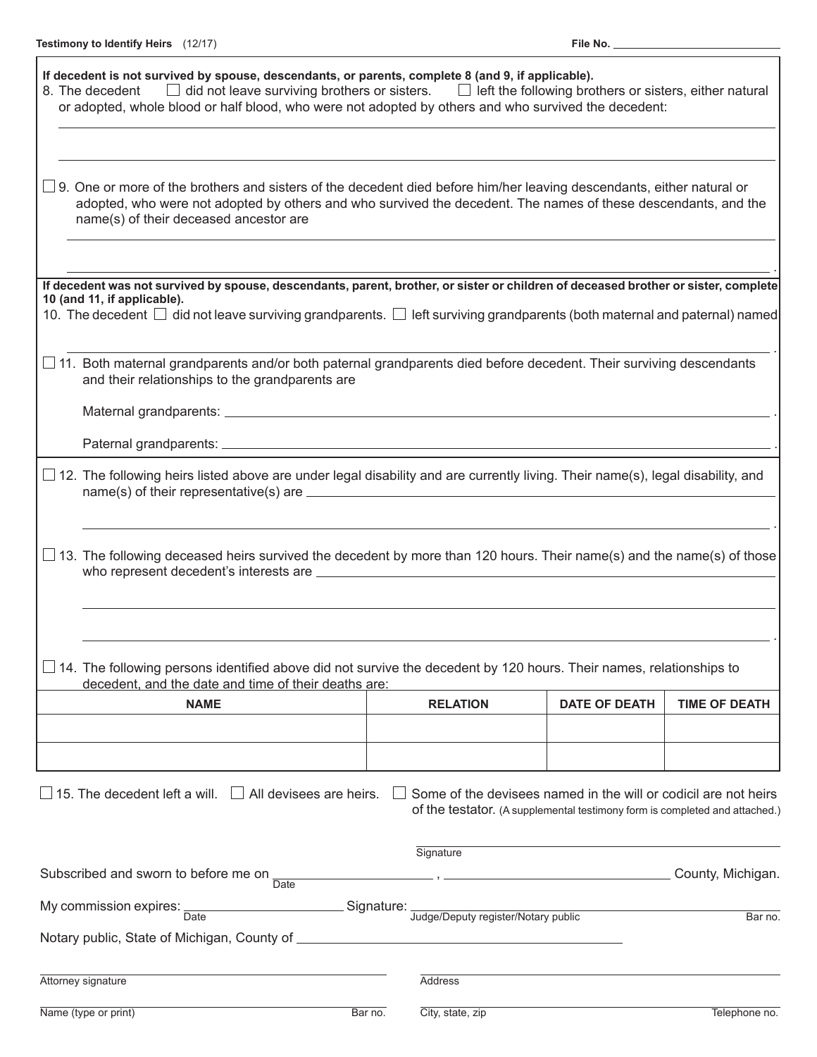Testimony to Identify Heirs (12/17) File No. ______________________

**If decedent is not survived by spouse, descendants, or parents, complete 8 (and 9, if applicable).**

8. The decedent ☐ did not leave surviving brothers or sisters. ☐ left the following brothers or sisters, either natural or adopted, whole blood or half blood, who were not adopted by others and who survived the decedent:

______________________________________________________________________

______________________________________________________________________

☐ 9. One or more of the brothers and sisters of the decedent died before him/her leaving descendants, either natural or adopted, who were not adopted by others and who survived the decedent. The names of these descendants, and the name(s) of their deceased ancestor are

______________________________________________________________________

______________________________________________________________________.

**If decedent was not survived by spouse, descendants, parent, brother, or sister or children of deceased brother or sister, complete 10 (and 11, if applicable).**

10. The decedent ☐ did not leave surviving grandparents. ☐ left surviving grandparents (both maternal and paternal) named

______________________________________________________________________.

☐ 11. Both maternal grandparents and/or both paternal grandparents died before decedent. Their surviving descendants and their relationships to the grandparents are

Maternal grandparents: ______________________________________________________.

Paternal grandparents: ______________________________________________________.

☐ 12. The following heirs listed above are under legal disability and are currently living. Their name(s), legal disability, and name(s) of their representative(s) are ______________________________________

______________________________________________________________________.

☐ 13. The following deceased heirs survived the decedent by more than 120 hours. Their name(s) and the name(s) of those who represent decedent's interests are ______________________________________

______________________________________________________________________

______________________________________________________________________.

☐ 14. The following persons identified above did not survive the decedent by 120 hours. Their names, relationships to decedent, and the date and time of their deaths are:

| NAME | RELATION | DATE OF DEATH | TIME OF DEATH |
|---|---|---|---|
| | | | |
| | | | |

☐ 15. The decedent left a will. ☐ All devisees are heirs. ☐ Some of the devisees named in the will or codicil are not heirs of the testator. (A supplemental testimony form is completed and attached.)

______________________________
Signature

Subscribed and sworn to before me on ______________ (Date), ______________ County, Michigan.

My commission expires: ______________ (Date) Signature: ______________________________ (Judge/Deputy register/Notary public) Bar no.

Notary public, State of Michigan, County of ______________________________

______________________________ ______________________________
Attorney signature Address

______________________________ ______________________________
Name (type or print) Bar no. City, state, zip Telephone no.